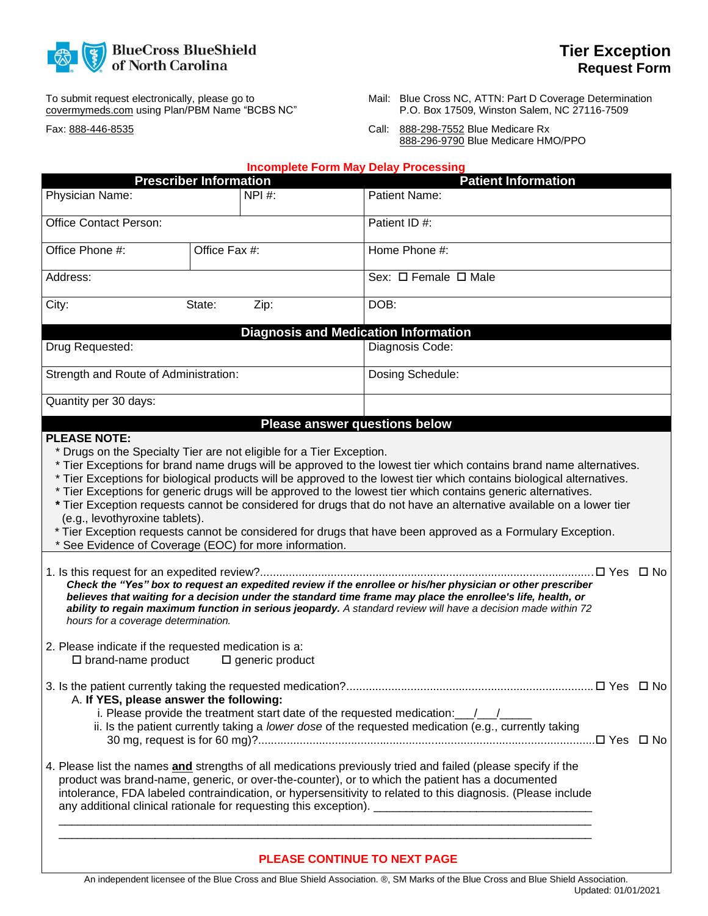BlueCross BlueShield of North Carolina

# Tier Exception
## Request Form

To submit request electronically, please go to covermymeds.com using Plan/PBM Name "BCBS NC"

Fax: 888-446-8535

Mail: Blue Cross NC, ATTN: Part D Coverage Determination
P.O. Box 17509, Winston Salem, NC 27116-7509

Call: 888-298-7552 Blue Medicare Rx
888-296-9790 Blue Medicare HMO/PPO

**Incomplete Form May Delay Processing**

| Prescriber Information | | Patient Information |
|---|---|---|
| Physician Name: | NPI #: | Patient Name: |
| Office Contact Person: | | Patient ID #: |
| Office Phone #: | Office Fax #: | Home Phone #: |
| Address: | | Sex: ☐ Female ☐ Male |
| City: State: Zip: | | DOB: |

| Diagnosis and Medication Information | |
|---|---|
| Drug Requested: | Diagnosis Code: |
| Strength and Route of Administration: | Dosing Schedule: |
| Quantity per 30 days: | |

## Please answer questions below

**PLEASE NOTE:**

* Drugs on the Specialty Tier are not eligible for a Tier Exception.
* Tier Exceptions for brand name drugs will be approved to the lowest tier which contains brand name alternatives.
* Tier Exceptions for biological products will be approved to the lowest tier which contains biological alternatives.
* Tier Exceptions for generic drugs will be approved to the lowest tier which contains generic alternatives.
* Tier Exception requests cannot be considered for drugs that do not have an alternative available on a lower tier (e.g., levothyroxine tablets).
* Tier Exception requests cannot be considered for drugs that have been approved as a Formulary Exception.
* See Evidence of Coverage (EOC) for more information.

1. Is this request for an expedited review?........................................................................................ ☐ Yes ☐ No
   ***Check the "Yes" box to request an expedited review if the enrollee or his/her physician or other prescriber believes that waiting for a decision under the standard time frame may place the enrollee's life, health, or ability to regain maximum function in serious jeopardy.*** *A standard review will have a decision made within 72 hours for a coverage determination.*

2. Please indicate if the requested medication is a:
   ☐ brand-name product ☐ generic product

3. Is the patient currently taking the requested medication?............................................................................. ☐ Yes ☐ No
   A. **If YES, please answer the following:**
      i. Please provide the treatment start date of the requested medication:___/___/_____
      ii. Is the patient currently taking a *lower dose* of the requested medication (e.g., currently taking 30 mg, request is for 60 mg)?........................................................................................................ ☐ Yes ☐ No

4. Please list the names **and** strengths of all medications previously tried and failed (please specify if the product was brand-name, generic, or over-the-counter), or to which the patient has a documented intolerance, FDA labeled contraindication, or hypersensitivity to related to this diagnosis. (Please include any additional clinical rationale for requesting this exception). ___________________________________
   _______________________________________________________________________________________
   _______________________________________________________________________________________

**PLEASE CONTINUE TO NEXT PAGE**

An independent licensee of the Blue Cross and Blue Shield Association. ®, SM Marks of the Blue Cross and Blue Shield Association.
Updated: 01/01/2021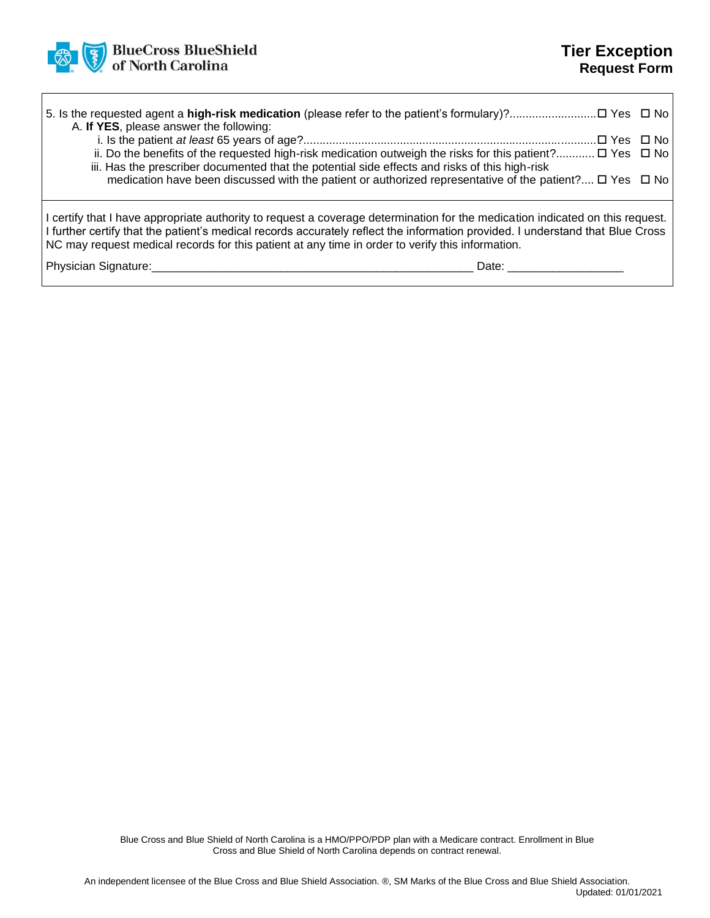5. Is the requested agent a **high-risk medication** (please refer to the patient's formulary)? ☐ Yes ☐ No

   A. **If YES**, please answer the following:

      i. Is the patient *at least* 65 years of age? ☐ Yes ☐ No

      ii. Do the benefits of the requested high-risk medication outweigh the risks for this patient? ☐ Yes ☐ No

      iii. Has the prescriber documented that the potential side effects and risks of this high-risk medication have been discussed with the patient or authorized representative of the patient? ☐ Yes ☐ No

I certify that I have appropriate authority to request a coverage determination for the medication indicated on this request. I further certify that the patient's medical records accurately reflect the information provided. I understand that Blue Cross NC may request medical records for this patient at any time in order to verify this information.

Physician Signature:___________________________________________________ Date: _________________

Blue Cross and Blue Shield of North Carolina is a HMO/PPO/PDP plan with a Medicare contract. Enrollment in Blue Cross and Blue Shield of North Carolina depends on contract renewal.

An independent licensee of the Blue Cross and Blue Shield Association. ®, SM Marks of the Blue Cross and Blue Shield Association.

Updated: 01/01/2021